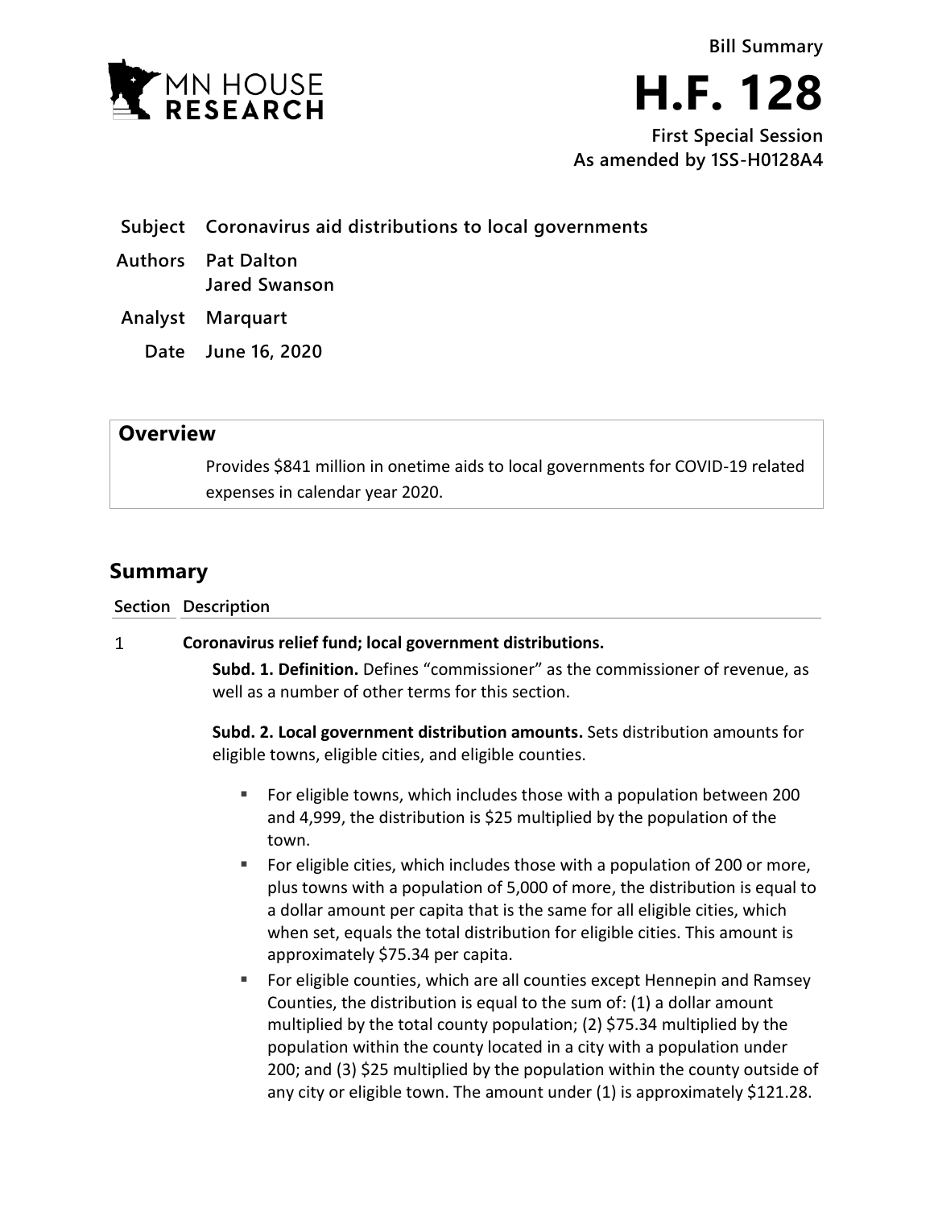**Bill Summary**

# H.F. 128

**First Special Session**
**As amended by 1SS-H0128A4**

| | |
|---|---|
| **Subject** | **Coronavirus aid distributions to local governments** |
| **Authors** | **Pat Dalton**<br>**Jared Swanson** |
| **Analyst** | **Marquart** |
| **Date** | **June 16, 2020** |

## Overview

Provides $841 million in onetime aids to local governments for COVID-19 related expenses in calendar year 2020.

## Summary

| Section | Description |
|---|---|
| 1 | **Coronavirus relief fund; local government distributions.** |

**Subd. 1. Definition.** Defines "commissioner" as the commissioner of revenue, as well as a number of other terms for this section.

**Subd. 2. Local government distribution amounts.** Sets distribution amounts for eligible towns, eligible cities, and eligible counties.

- For eligible towns, which includes those with a population between 200 and 4,999, the distribution is $25 multiplied by the population of the town.
- For eligible cities, which includes those with a population of 200 or more, plus towns with a population of 5,000 of more, the distribution is equal to a dollar amount per capita that is the same for all eligible cities, which when set, equals the total distribution for eligible cities. This amount is approximately $75.34 per capita.
- For eligible counties, which are all counties except Hennepin and Ramsey Counties, the distribution is equal to the sum of: (1) a dollar amount multiplied by the total county population; (2) $75.34 multiplied by the population within the county located in a city with a population under 200; and (3) $25 multiplied by the population within the county outside of any city or eligible town. The amount under (1) is approximately $121.28.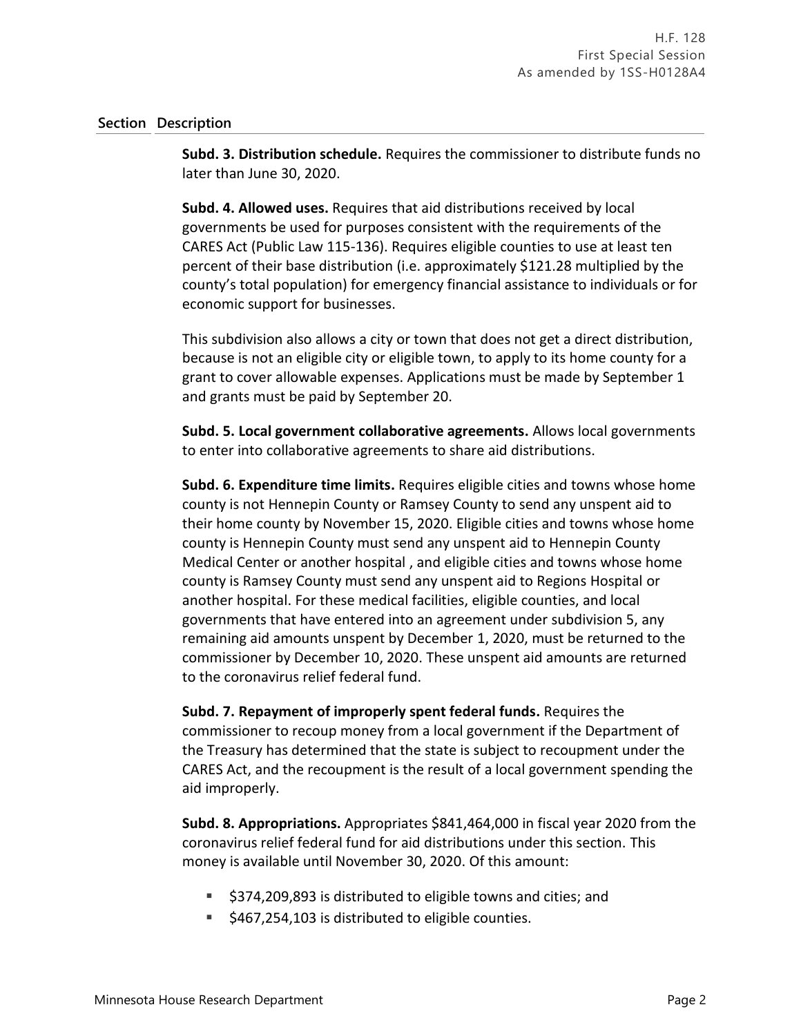**Section Description**

**Subd. 3. Distribution schedule.** Requires the commissioner to distribute funds no later than June 30, 2020.

**Subd. 4. Allowed uses.** Requires that aid distributions received by local governments be used for purposes consistent with the requirements of the CARES Act (Public Law 115-136). Requires eligible counties to use at least ten percent of their base distribution (i.e. approximately $121.28 multiplied by the county's total population) for emergency financial assistance to individuals or for economic support for businesses.

This subdivision also allows a city or town that does not get a direct distribution, because is not an eligible city or eligible town, to apply to its home county for a grant to cover allowable expenses. Applications must be made by September 1 and grants must be paid by September 20.

**Subd. 5. Local government collaborative agreements.** Allows local governments to enter into collaborative agreements to share aid distributions.

**Subd. 6. Expenditure time limits.** Requires eligible cities and towns whose home county is not Hennepin County or Ramsey County to send any unspent aid to their home county by November 15, 2020. Eligible cities and towns whose home county is Hennepin County must send any unspent aid to Hennepin County Medical Center or another hospital , and eligible cities and towns whose home county is Ramsey County must send any unspent aid to Regions Hospital or another hospital. For these medical facilities, eligible counties, and local governments that have entered into an agreement under subdivision 5, any remaining aid amounts unspent by December 1, 2020, must be returned to the commissioner by December 10, 2020. These unspent aid amounts are returned to the coronavirus relief federal fund.

**Subd. 7. Repayment of improperly spent federal funds.** Requires the commissioner to recoup money from a local government if the Department of the Treasury has determined that the state is subject to recoupment under the CARES Act, and the recoupment is the result of a local government spending the aid improperly.

**Subd. 8. Appropriations.** Appropriates $841,464,000 in fiscal year 2020 from the coronavirus relief federal fund for aid distributions under this section. This money is available until November 30, 2020. Of this amount:

- $374,209,893 is distributed to eligible towns and cities; and
- $467,254,103 is distributed to eligible counties.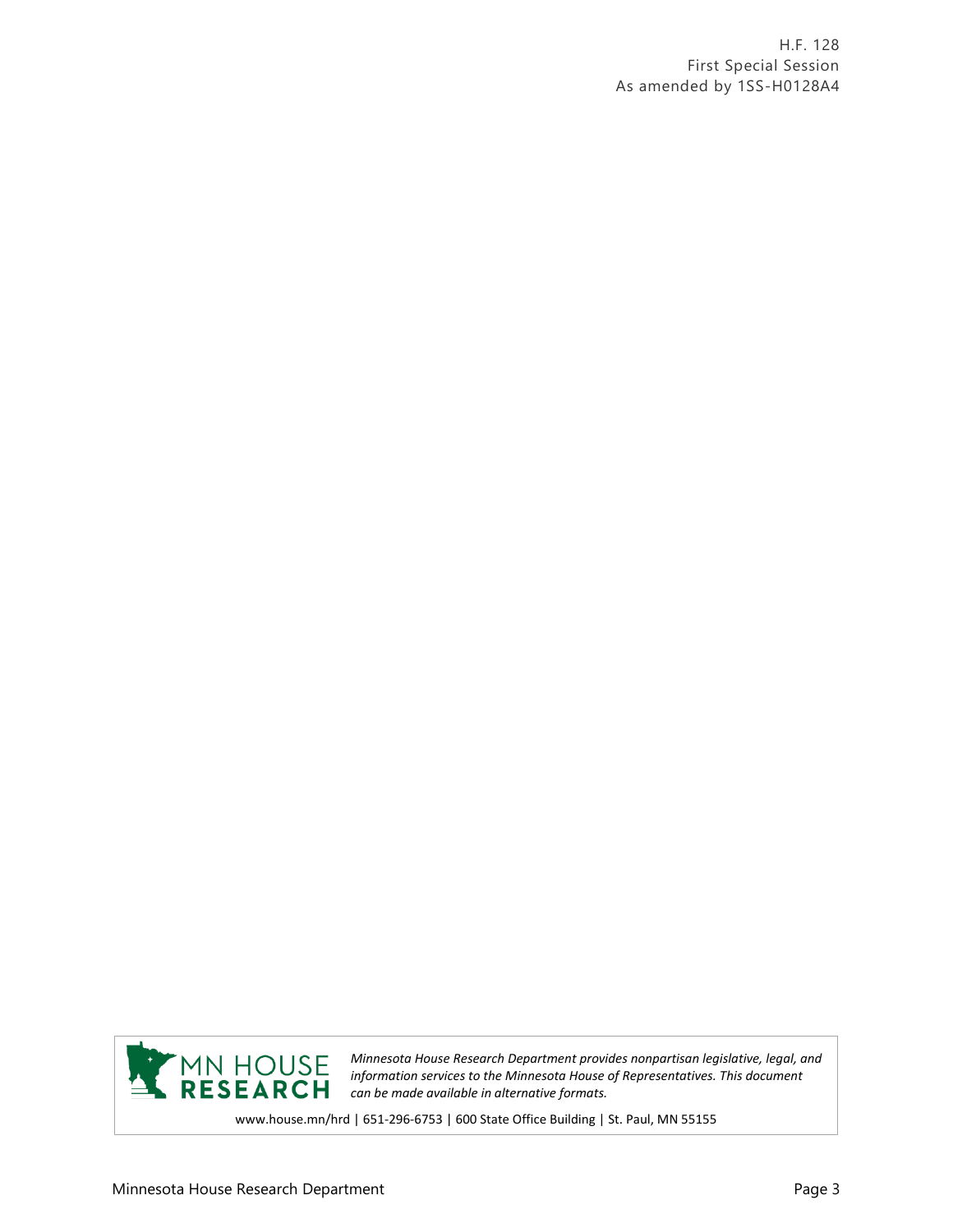MN HOUSE RESEARCH

*Minnesota House Research Department provides nonpartisan legislative, legal, and information services to the Minnesota House of Representatives. This document can be made available in alternative formats.*

www.house.mn/hrd | 651-296-6753 | 600 State Office Building | St. Paul, MN 55155